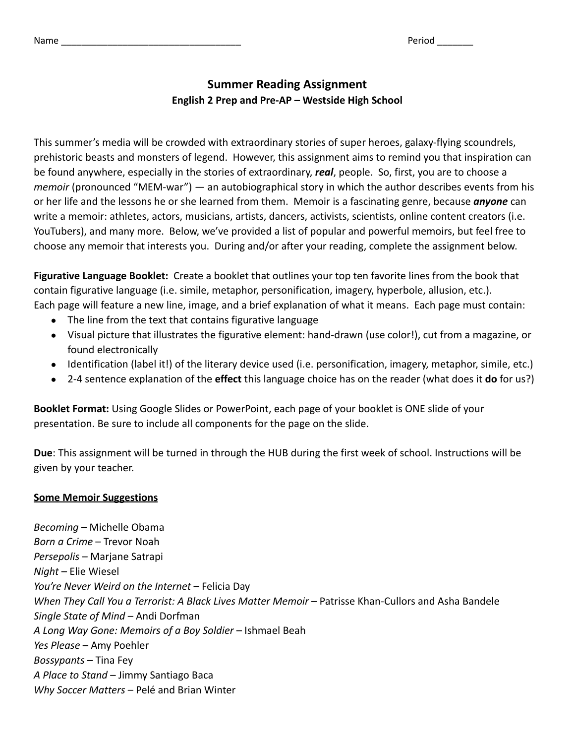Name ___________________________________ Period _______

# Summary Reading Assignment

**English 2 Prep and Pre-AP – Westside High School**

This summer's media will be crowded with extraordinary stories of super heroes, galaxy-flying scoundrels, prehistoric beasts and monsters of legend. However, this assignment aims to remind you that inspiration can be found anywhere, especially in the stories of extraordinary, ***real***, people. So, first, you are to choose a *memoir* (pronounced "MEM-war") — an autobiographical story in which the author describes events from his or her life and the lessons he or she learned from them. Memoir is a fascinating genre, because ***anyone*** can write a memoir: athletes, actors, musicians, artists, dancers, activists, scientists, online content creators (i.e. YouTubers), and many more. Below, we've provided a list of popular and powerful memoirs, but feel free to choose any memoir that interests you. During and/or after your reading, complete the assignment below.

**Figurative Language Booklet:** Create a booklet that outlines your top ten favorite lines from the book that contain figurative language (i.e. simile, metaphor, personification, imagery, hyperbole, allusion, etc.). Each page will feature a new line, image, and a brief explanation of what it means. Each page must contain:

- The line from the text that contains figurative language
- Visual picture that illustrates the figurative element: hand-drawn (use color!), cut from a magazine, or found electronically
- Identification (label it!) of the literary device used (i.e. personification, imagery, metaphor, simile, etc.)
- 2-4 sentence explanation of the **effect** this language choice has on the reader (what does it **do** for us?)

**Booklet Format:** Using Google Slides or PowerPoint, each page of your booklet is ONE slide of your presentation. Be sure to include all components for the page on the slide.

**Due**: This assignment will be turned in through the HUB during the first week of school. Instructions will be given by your teacher.

**<u>Some Memoir Suggestions</u>**

*Becoming* – Michelle Obama
*Born a Crime* – Trevor Noah
*Persepolis* – Marjane Satrapi
*Night* – Elie Wiesel
*You're Never Weird on the Internet* – Felicia Day
*When They Call You a Terrorist: A Black Lives Matter Memoir* – Patrisse Khan-Cullors and Asha Bandele
*Single State of Mind* – Andi Dorfman
*A Long Way Gone: Memoirs of a Boy Soldier* – Ishmael Beah
*Yes Please* – Amy Poehler
*Bossypants* – Tina Fey
*A Place to Stand* – Jimmy Santiago Baca
*Why Soccer Matters* – Pelé and Brian Winter

Name ___________________________________ Period _______

# Summer Reading Assignment

**English 2 Prep and Pre-AP – Westside High School**

This summer's media will be crowded with extraordinary stories of super heroes, galaxy-flying scoundrels, prehistoric beasts and monsters of legend. However, this assignment aims to remind you that inspiration can be found anywhere, especially in the stories of extraordinary, ***real***, people. So, first, you are to choose a *memoir* (pronounced "MEM-war") — an autobiographical story in which the author describes events from his or her life and the lessons he or she learned from them. Memoir is a fascinating genre, because ***anyone*** can write a memoir: athletes, actors, musicians, artists, dancers, activists, scientists, online content creators (i.e. YouTubers), and many more. Below, we've provided a list of popular and powerful memoirs, but feel free to choose any memoir that interests you. During and/or after your reading, complete the assignment below.

**Figurative Language Booklet:** Create a booklet that outlines your top ten favorite lines from the book that contain figurative language (i.e. simile, metaphor, personification, imagery, hyperbole, allusion, etc.). Each page will feature a new line, image, and a brief explanation of what it means. Each page must contain:

- The line from the text that contains figurative language
- Visual picture that illustrates the figurative element: hand-drawn (use color!), cut from a magazine, or found electronically
- Identification (label it!) of the literary device used (i.e. personification, imagery, metaphor, simile, etc.)
- 2-4 sentence explanation of the **effect** this language choice has on the reader (what does it **do** for us?)

**Booklet Format:** Using Google Slides or PowerPoint, each page of your booklet is ONE slide of your presentation. Be sure to include all components for the page on the slide.

**Due**: This assignment will be turned in through the HUB during the first week of school. Instructions will be given by your teacher.

**<u>Some Memoir Suggestions</u>**

*Becoming* – Michelle Obama
*Born a Crime* – Trevor Noah
*Persepolis* – Marjane Satrapi
*Night* – Elie Wiesel
*You're Never Weird on the Internet* – Felicia Day
*When They Call You a Terrorist: A Black Lives Matter Memoir* – Patrisse Khan-Cullors and Asha Bandele
*Single State of Mind* – Andi Dorfman
*A Long Way Gone: Memoirs of a Boy Soldier* – Ishmael Beah
*Yes Please* – Amy Poehler
*Bossypants* – Tina Fey
*A Place to Stand* – Jimmy Santiago Baca
*Why Soccer Matters* – Pelé and Brian Winter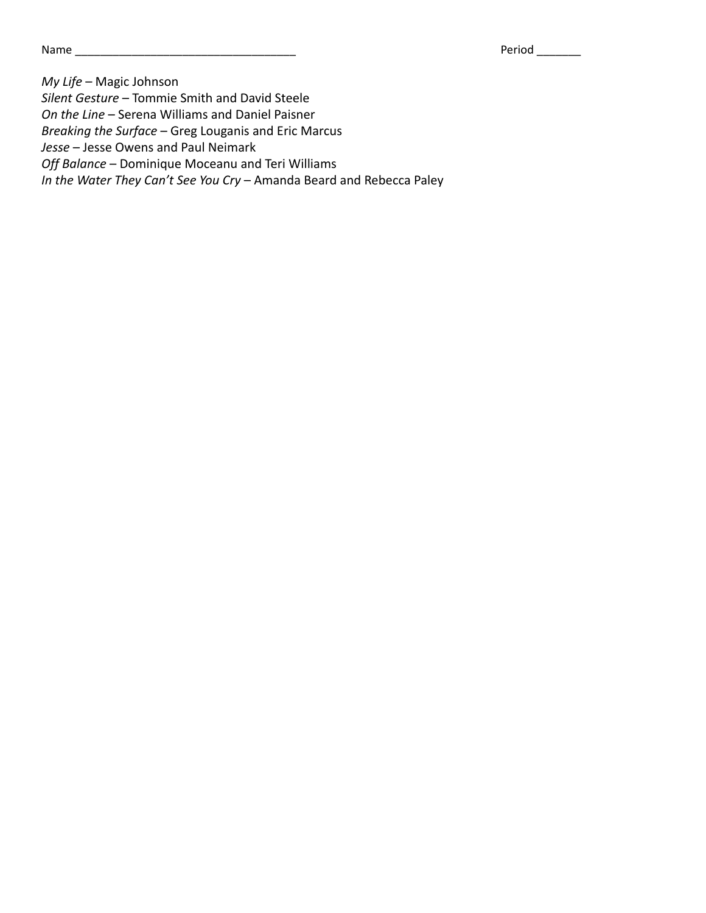Name ___________________________________ Period _______

*My Life* – Magic Johnson
*Silent Gesture* – Tommie Smith and David Steele
*On the Line* – Serena Williams and Daniel Paisner
*Breaking the Surface* – Greg Louganis and Eric Marcus
*Jesse* – Jesse Owens and Paul Neimark
*Off Balance* – Dominique Moceanu and Teri Williams
*In the Water They Can't See You Cry* – Amanda Beard and Rebecca Paley